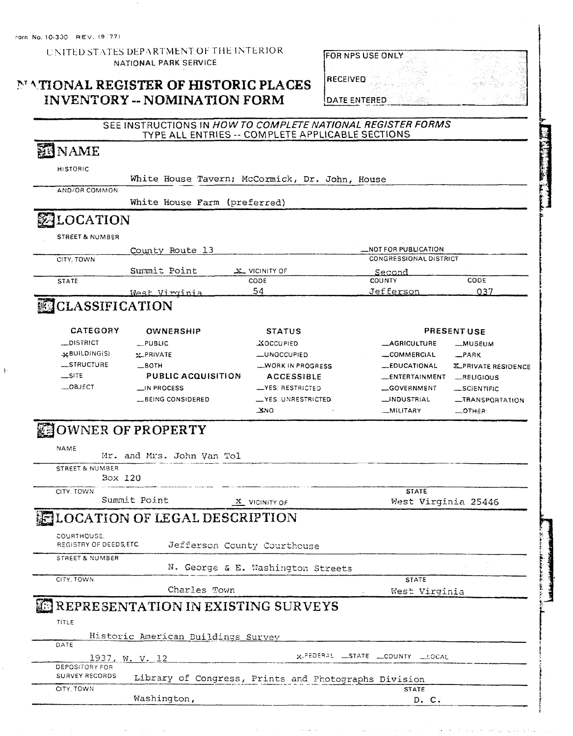Form No. 10-300 REV. (9/77)

UNITED STATES DEPARTMENT OF THE INTERIOR
NATIONAL PARK SERVICE

# NATIONAL REGISTER OF HISTORIC PLACES INVENTORY -- NOMINATION FORM

| FOR NPS USE ONLY |
|---|
| RECEIVED |
| DATE ENTERED |

SEE INSTRUCTIONS IN *HOW TO COMPLETE NATIONAL REGISTER FORMS*
TYPE ALL ENTRIES -- COMPLETE APPLICABLE SECTIONS

## 1 NAME

HISTORIC: White House Tavern; McCormick, Dr. John, House

AND/OR COMMON: White House Farm (preferred)

## 2 LOCATION

STREET & NUMBER: County Route 13 — __NOT FOR PUBLICATION

CITY, TOWN: Summit Point — X VICINITY OF — CONGRESSIONAL DISTRICT: Second

STATE: West Virginia — CODE: 54 — COUNTY: Jefferson — CODE: 037

## 3 CLASSIFICATION

| CATEGORY | OWNERSHIP | STATUS | PRESENT USE | |
|---|---|---|---|---|
| __DISTRICT | __PUBLIC | X OCCUPIED | __AGRICULTURE | __MUSEUM |
| X BUILDING(S) | X PRIVATE | __UNOCCUPIED | __COMMERCIAL | __PARK |
| __STRUCTURE | __BOTH | __WORK IN PROGRESS | __EDUCATIONAL | X PRIVATE RESIDENCE |
| __SITE | **PUBLIC ACQUISITION** | **ACCESSIBLE** | __ENTERTAINMENT | __RELIGIOUS |
| __OBJECT | __IN PROCESS | __YES: RESTRICTED | __GOVERNMENT | __SCIENTIFIC |
| | __BEING CONSIDERED | __YES: UNRESTRICTED | __INDUSTRIAL | __TRANSPORTATION |
| | | X NO | __MILITARY | __OTHER: |

## 4 OWNER OF PROPERTY

NAME: Mr. and Mrs. John Van Tol

STREET & NUMBER: Box 120

CITY, TOWN: Summit Point — X VICINITY OF — STATE: West Virginia 25446

## 5 LOCATION OF LEGAL DESCRIPTION

COURTHOUSE, REGISTRY OF DEEDS, ETC.: Jefferson County Courthouse

STREET & NUMBER: N. George & E. Washington Streets

CITY, TOWN: Charles Town — STATE: West Virginia

## 6 REPRESENTATION IN EXISTING SURVEYS

TITLE: Historic American Buildings Survey

DATE: 1937, W. V. 12 — X FEDERAL __STATE __COUNTY __LOCAL

DEPOSITORY FOR SURVEY RECORDS: Library of Congress, Prints and Photographs Division

CITY, TOWN: Washington, — STATE: D. C.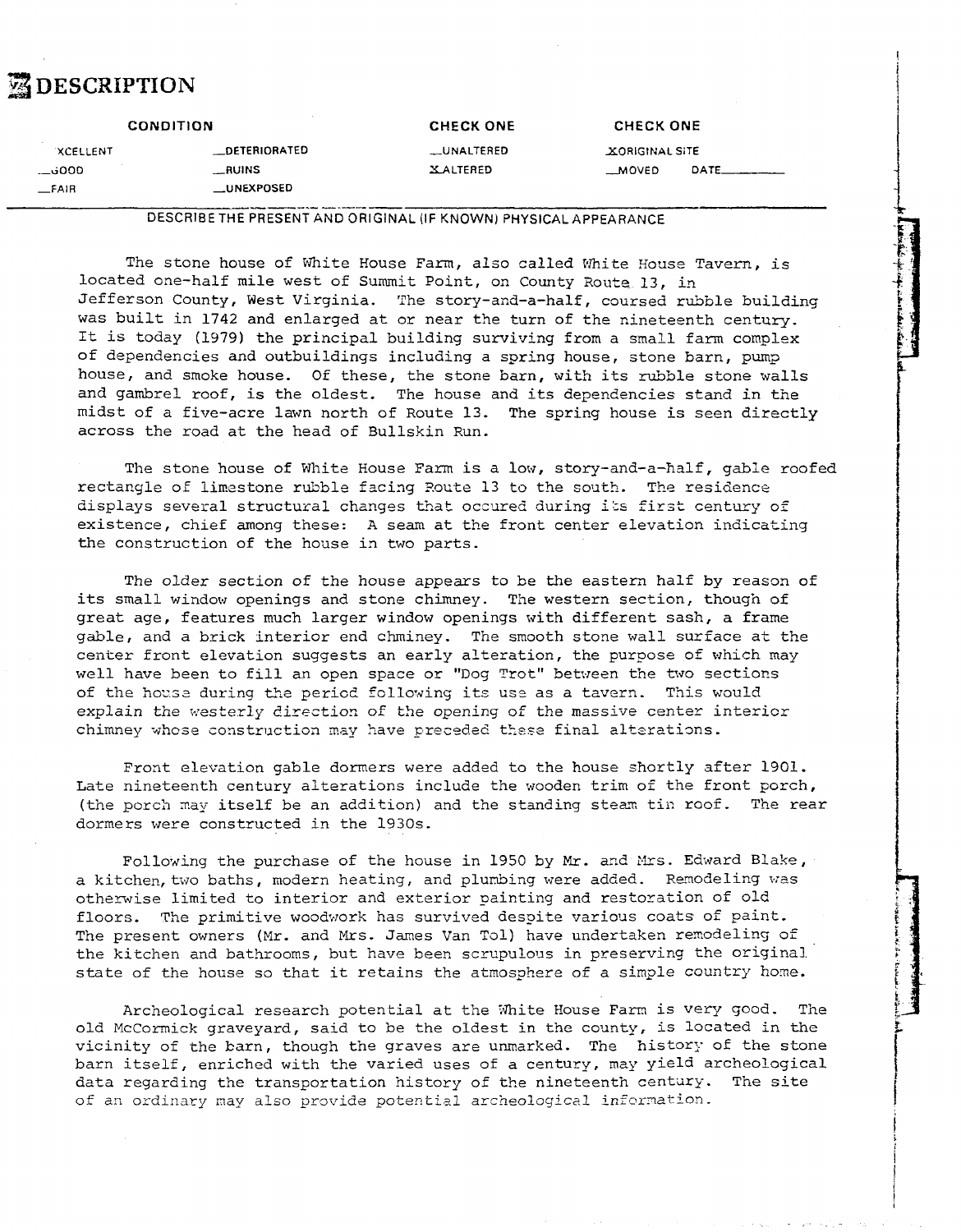# 7 DESCRIPTION

| CONDITION | | CHECK ONE | CHECK ONE |
|---|---|---|---|
| _EXCELLENT | _DETERIORATED | _UNALTERED | X ORIGINAL SITE |
| _GOOD | _RUINS | X ALTERED | _MOVED DATE_____ |
| _FAIR | _UNEXPOSED | | |

DESCRIBE THE PRESENT AND ORIGINAL (IF KNOWN) PHYSICAL APPEARANCE

The stone house of White House Farm, also called White House Tavern, is located one-half mile west of Summit Point, on County Route 13, in Jefferson County, West Virginia. The story-and-a-half, coursed rubble building was built in 1742 and enlarged at or near the turn of the nineteenth century. It is today (1979) the principal building surviving from a small farm complex of dependencies and outbuildings including a spring house, stone barn, pump house, and smoke house. Of these, the stone barn, with its rubble stone walls and gambrel roof, is the oldest. The house and its dependencies stand in the midst of a five-acre lawn north of Route 13. The spring house is seen directly across the road at the head of Bullskin Run.

The stone house of White House Farm is a low, story-and-a-half, gable roofed rectangle of limestone rubble facing Route 13 to the south. The residence displays several structural changes that occured during its first century of existence, chief among these: A seam at the front center elevation indicating the construction of the house in two parts.

The older section of the house appears to be the eastern half by reason of its small window openings and stone chimney. The western section, though of great age, features much larger window openings with different sash, a frame gable, and a brick interior end chminey. The smooth stone wall surface at the center front elevation suggests an early alteration, the purpose of which may well have been to fill an open space or "Dog Trot" between the two sections of the house during the period following its use as a tavern. This would explain the westerly direction of the opening of the massive center interior chimney whose construction may have preceded these final alterations.

Front elevation gable dormers were added to the house shortly after 1901. Late nineteenth century alterations include the wooden trim of the front porch, (the porch may itself be an addition) and the standing steam tin roof. The rear dormers were constructed in the 1930s.

Following the purchase of the house in 1950 by Mr. and Mrs. Edward Blake, a kitchen, two baths, modern heating, and plumbing were added. Remodeling was otherwise limited to interior and exterior painting and restoration of old floors. The primitive woodwork has survived despite various coats of paint. The present owners (Mr. and Mrs. James Van Tol) have undertaken remodeling of the kitchen and bathrooms, but have been scrupulous in preserving the original state of the house so that it retains the atmosphere of a simple country home.

Archeological research potential at the White House Farm is very good. The old McCormick graveyard, said to be the oldest in the county, is located in the vicinity of the barn, though the graves are unmarked. The history of the stone barn itself, enriched with the varied uses of a century, may yield archeological data regarding the transportation history of the nineteenth century. The site of an ordinary may also provide potential archeological information.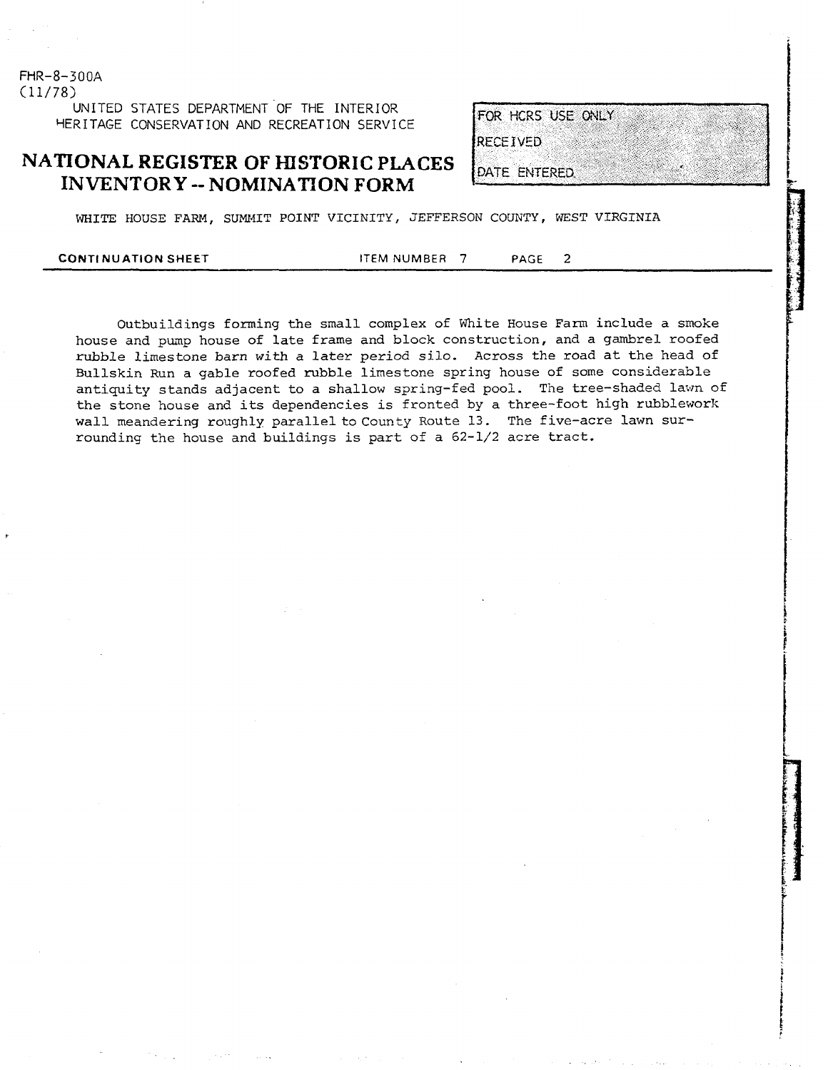WHITE HOUSE FARM, SUMMIT POINT VICINITY, JEFFERSON COUNTY, WEST VIRGINIA

**CONTINUATION SHEET** ITEM NUMBER 7 PAGE 2

Outbuildings forming the small complex of White House Farm include a smoke house and pump house of late frame and block construction, and a gambrel roofed rubble limestone barn with a later period silo. Across the road at the head of Bullskin Run a gable roofed rubble limestone spring house of some considerable antiquity stands adjacent to a shallow spring-fed pool. The tree-shaded lawn of the stone house and its dependencies is fronted by a three-foot high rubblework wall meandering roughly parallel to County Route 13. The five-acre lawn surrounding the house and buildings is part of a 62-1/2 acre tract.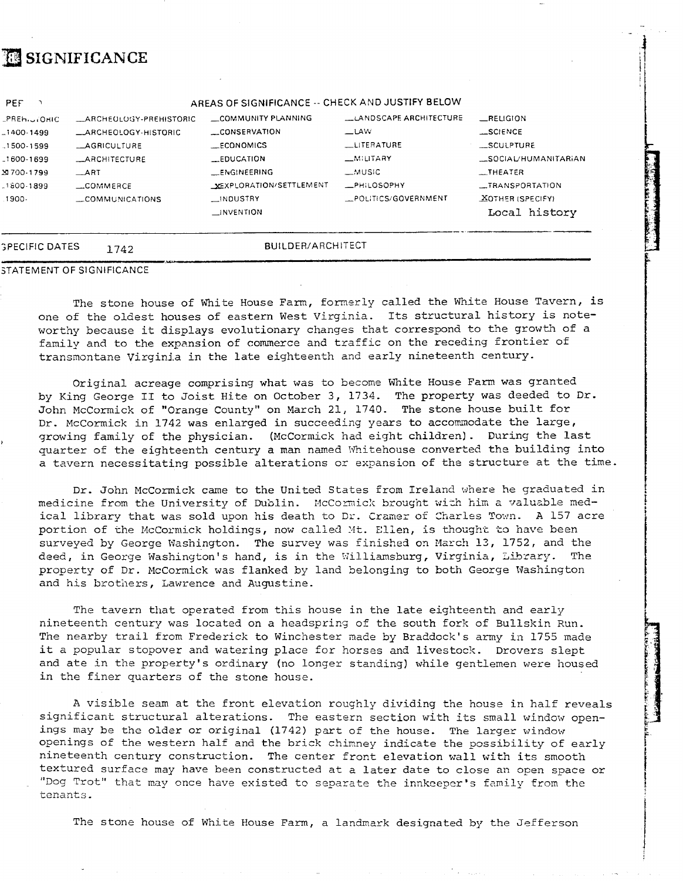# 8 SIGNIFICANCE

| PERIOD | AREAS OF SIGNIFICANCE -- CHECK AND JUSTIFY BELOW | | | | |
|---|---|---|---|---|---|
| _PREHISTORIC | _ARCHEOLOGY-PREHISTORIC | _COMMUNITY PLANNING | _LANDSCAPE ARCHITECTURE | _RELIGION | |
| _1400-1499 | _ARCHEOLOGY-HISTORIC | _CONSERVATION | _LAW | _SCIENCE | |
| _1500-1599 | _AGRICULTURE | _ECONOMICS | _LITERATURE | _SCULPTURE | |
| _1600-1699 | _ARCHITECTURE | _EDUCATION | _MILITARY | _SOCIAL/HUMANITARIAN | |
| X1700-1799 | _ART | _ENGINEERING | _MUSIC | _THEATER | |
| _1800-1899 | _COMMERCE | X EXPLORATION/SETTLEMENT | _PHILOSOPHY | _TRANSPORTATION | |
| _1900- | _COMMUNICATIONS | _INDUSTRY | _POLITICS/GOVERNMENT | X OTHER (SPECIFY) | |
| | | _INVENTION | | Local history | |

SPECIFIC DATES 1742 BUILDER/ARCHITECT

STATEMENT OF SIGNIFICANCE

The stone house of White House Farm, formerly called the White House Tavern, is one of the oldest houses of eastern West Virginia. Its structural history is noteworthy because it displays evolutionary changes that correspond to the growth of a family and to the expansion of commerce and traffic on the receding frontier of transmontane Virginia in the late eighteenth and early nineteenth century.

Original acreage comprising what was to become White House Farm was granted by King George II to Joist Hite on October 3, 1734. The property was deeded to Dr. John McCormick of "Orange County" on March 21, 1740. The stone house built for Dr. McCormick in 1742 was enlarged in succeeding years to accommodate the large, growing family of the physician. (McCormick had eight children). During the last quarter of the eighteenth century a man named Whitehouse converted the building into a tavern necessitating possible alterations or expansion of the structure at the time.

Dr. John McCormick came to the United States from Ireland where he graduated in medicine from the University of Dublin. McCormick brought with him a valuable medical library that was sold upon his death to Dr. Cramer of Charles Town. A 157 acre portion of the McCormick holdings, now called Mt. Ellen, is thought to have been surveyed by George Washington. The survey was finished on March 13, 1752, and the deed, in George Washington's hand, is in the Williamsburg, Virginia, Library. The property of Dr. McCormick was flanked by land belonging to both George Washington and his brothers, Lawrence and Augustine.

The tavern that operated from this house in the late eighteenth and early nineteenth century was located on a headspring of the south fork of Bullskin Run. The nearby trail from Frederick to Winchester made by Braddock's army in 1755 made it a popular stopover and watering place for horses and livestock. Drovers slept and ate in the property's ordinary (no longer standing) while gentlemen were housed in the finer quarters of the stone house.

A visible seam at the front elevation roughly dividing the house in half reveals significant structural alterations. The eastern section with its small window openings may be the older or original (1742) part of the house. The larger window openings of the western half and the brick chimney indicate the possibility of early nineteenth century construction. The center front elevation wall with its smooth textured surface may have been constructed at a later date to close an open space or "Dog Trot" that may once have existed to separate the innkeeper's family from the tenants.

The stone house of White House Farm, a landmark designated by the Jefferson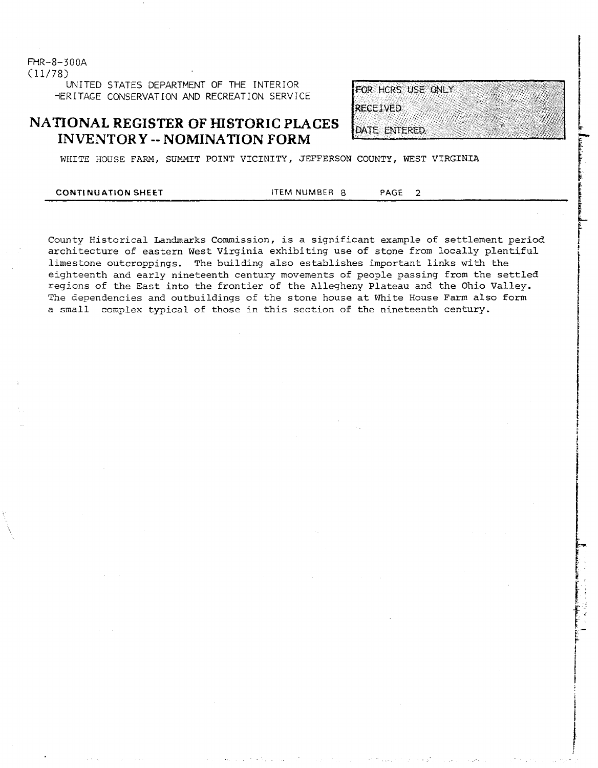FHR-8-300A
(11/78)

UNITED STATES DEPARTMENT OF THE INTERIOR
HERITAGE CONSERVATION AND RECREATION SERVICE

# NATIONAL REGISTER OF HISTORIC PLACES INVENTORY -- NOMINATION FORM

| FOR HCRS USE ONLY |
|---|
| RECEIVED |
| DATE ENTERED |

WHITE HOUSE FARM, SUMMIT POINT VICINITY, JEFFERSON COUNTY, WEST VIRGINIA

**CONTINUATION SHEET** ITEM NUMBER 8 PAGE 2

County Historical Landmarks Commission, is a significant example of settlement period architecture of eastern West Virginia exhibiting use of stone from locally plentiful limestone outcroppings. The building also establishes important links with the eighteenth and early nineteenth century movements of people passing from the settled regions of the East into the frontier of the Allegheny Plateau and the Ohio Valley. The dependencies and outbuildings of the stone house at White House Farm also form a small complex typical of those in this section of the nineteenth century.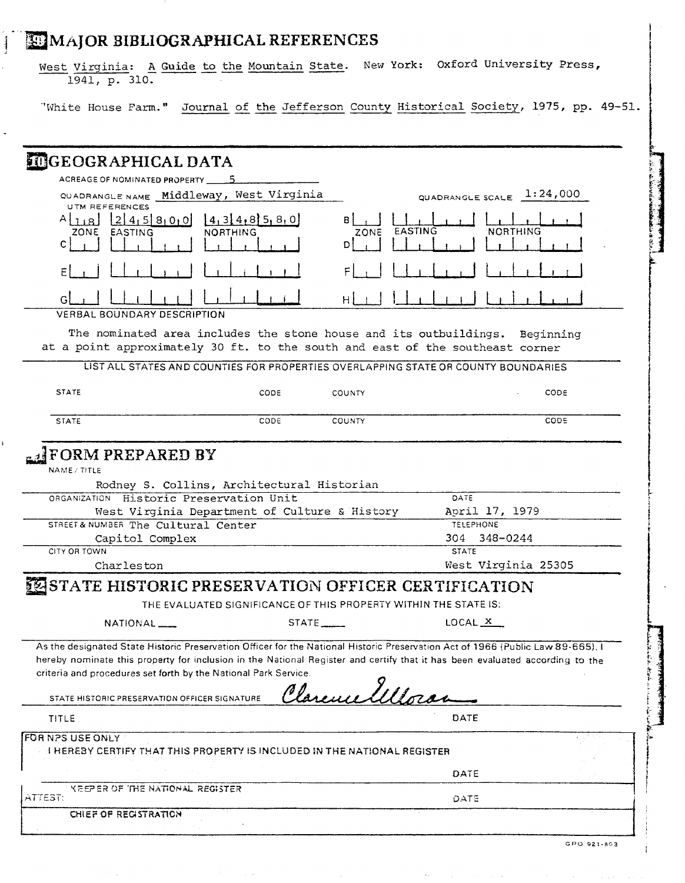# 9 MAJOR BIBLIOGRAPHICAL REFERENCES

West Virginia: A Guide to the Mountain State. New York: Oxford University Press, 1941, p. 310.

"White House Farm." Journal of the Jefferson County Historical Society, 1975, pp. 49-51.

# 10 GEOGRAPHICAL DATA

ACREAGE OF NOMINATED PROPERTY 5

QUADRANGLE NAME Middleway, West Virginia

QUADRANGLE SCALE 1:24,000

UTM REFERENCES

| | ZONE | EASTING | NORTHING |
|---|---|---|---|
| A | 18 | 245800 | 4348580 |
| B | | | |
| C | | | |
| D | | | |
| E | | | |
| F | | | |
| G | | | |
| H | | | |

VERBAL BOUNDARY DESCRIPTION

The nominated area includes the stone house and its outbuildings. Beginning at a point approximately 30 ft. to the south and east of the southeast corner

LIST ALL STATES AND COUNTIES FOR PROPERTIES OVERLAPPING STATE OR COUNTY BOUNDARIES

| STATE | CODE | COUNTY | CODE |
|---|---|---|---|
| | | | |
| | | | |

# 11 FORM PREPARED BY

NAME / TITLE
Rodney S. Collins, Architectural Historian

ORGANIZATION Historic Preservation Unit
West Virginia Department of Culture & History

DATE
April 17, 1979

STREET & NUMBER The Cultural Center
Capitol Complex

TELEPHONE
304 348-0244

CITY OR TOWN
Charleston

STATE
West Virginia 25305

# 12 STATE HISTORIC PRESERVATION OFFICER CERTIFICATION

THE EVALUATED SIGNIFICANCE OF THIS PROPERTY WITHIN THE STATE IS:

NATIONAL ___ STATE ___ LOCAL X

As the designated State Historic Preservation Officer for the National Historic Preservation Act of 1966 (Public Law 89-665), I hereby nominate this property for inclusion in the National Register and certify that it has been evaluated according to the criteria and procedures set forth by the National Park Service.

STATE HISTORIC PRESERVATION OFFICER SIGNATURE Clarence Moran

TITLE

DATE

FOR NPS USE ONLY

I HEREBY CERTIFY THAT THIS PROPERTY IS INCLUDED IN THE NATIONAL REGISTER

DATE

KEEPER OF THE NATIONAL REGISTER

ATTEST:

DATE

CHIEF OF REGISTRATION

GPO 921-803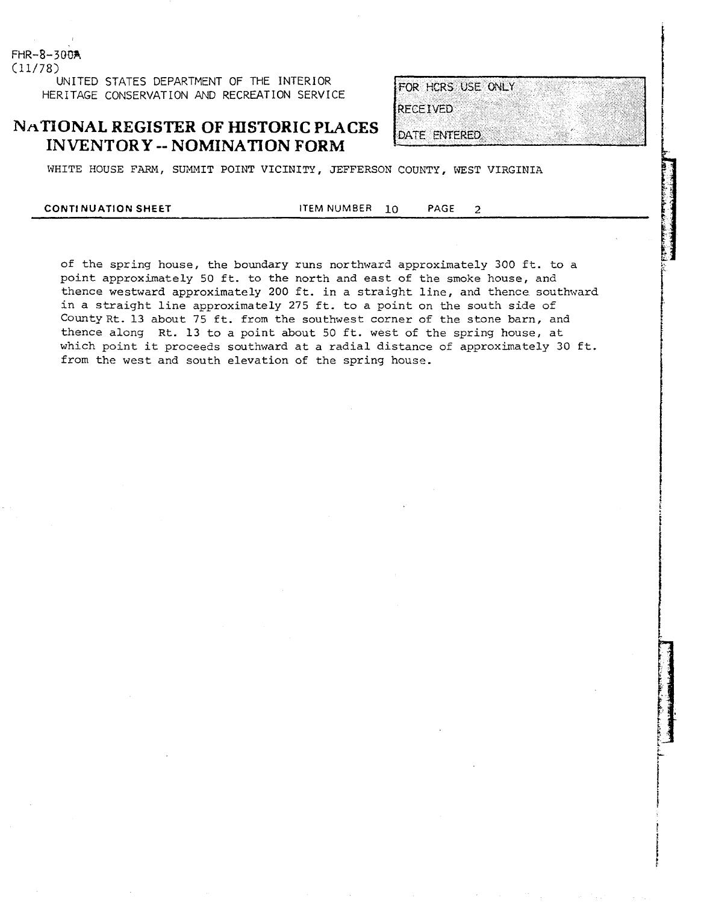FHR-8-300A
(11/78)

UNITED STATES DEPARTMENT OF THE INTERIOR
HERITAGE CONSERVATION AND RECREATION SERVICE

# NATIONAL REGISTER OF HISTORIC PLACES INVENTORY -- NOMINATION FORM

| FOR HCRS USE ONLY |
|---|
| RECEIVED |
| DATE ENTERED |

WHITE HOUSE FARM, SUMMIT POINT VICINITY, JEFFERSON COUNTY, WEST VIRGINIA

**CONTINUATION SHEET** ITEM NUMBER 10 PAGE 2

of the spring house, the boundary runs northward approximately 300 ft. to a point approximately 50 ft. to the north and east of the smoke house, and thence westward approximately 200 ft. in a straight line, and thence southward in a straight line approximately 275 ft. to a point on the south side of County Rt. 13 about 75 ft. from the southwest corner of the stone barn, and thence along Rt. 13 to a point about 50 ft. west of the spring house, at which point it proceeds southward at a radial distance of approximately 30 ft. from the west and south elevation of the spring house.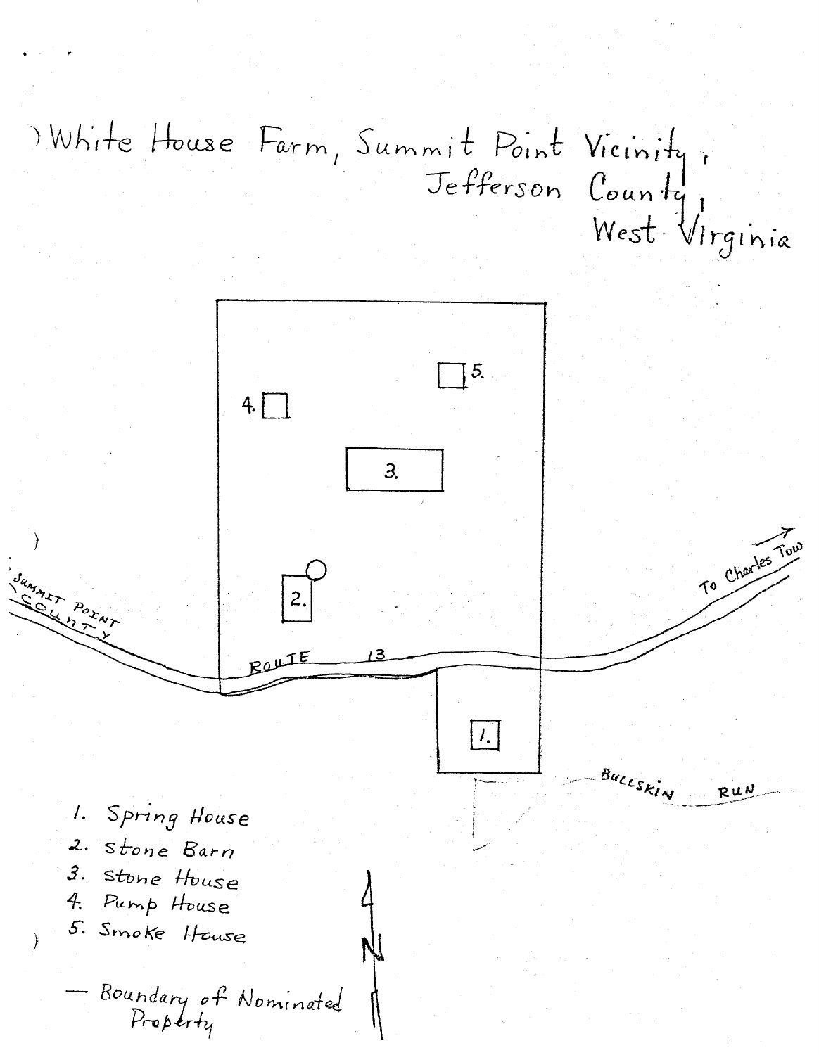White House Farm, Summit Point Vicinity, Jefferson County, West Virginia

3.

4.

5.

2.

1.

Summit Point County

Route 13

To Charles Tow

Bullskin Run

1. Spring House
2. Stone Barn
3. Stone House
4. Pump House
5. Smoke House

— Boundary of Nominated Property

N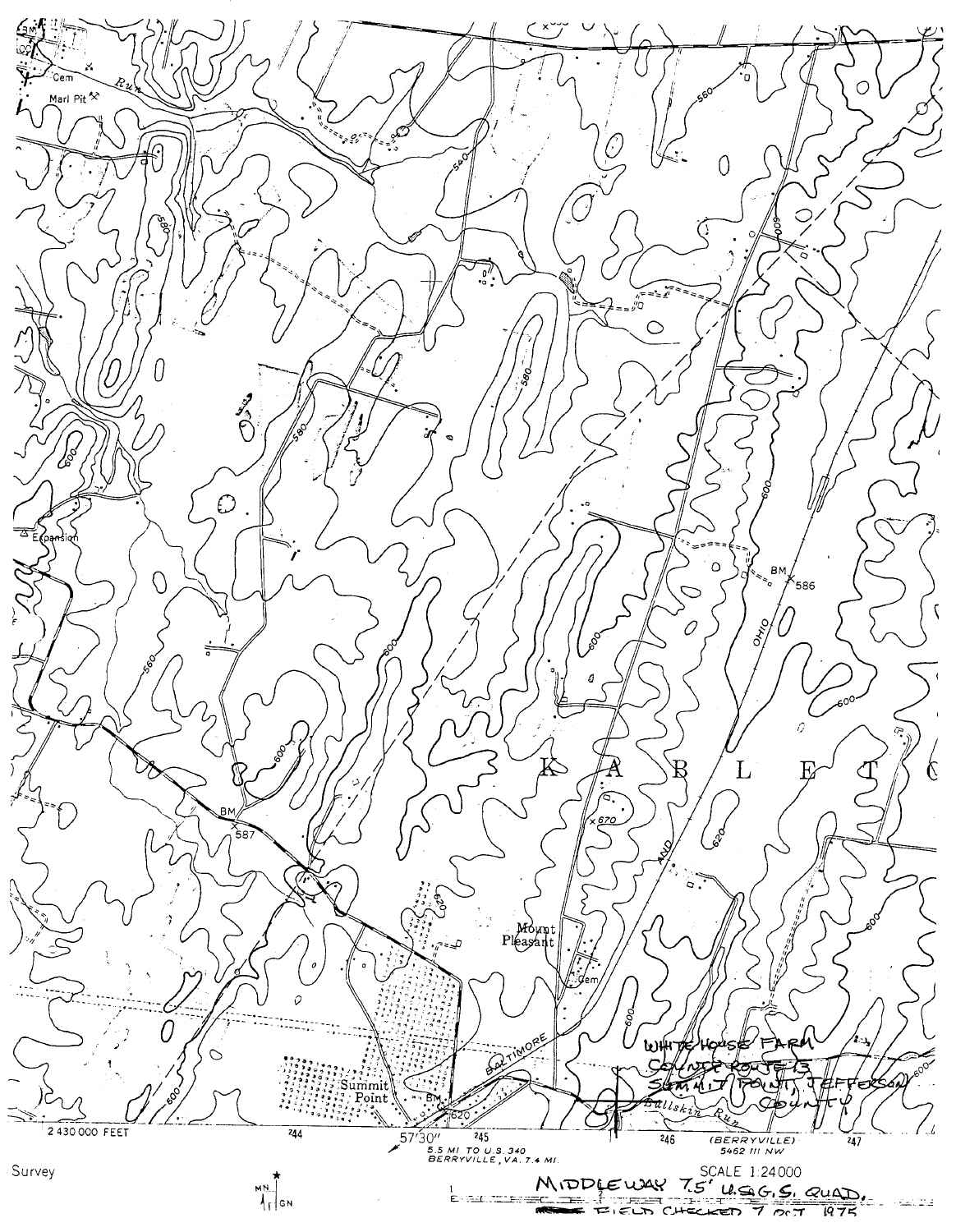WHITE HOUSE FARM
COUNTY ROUTE 13
SUMMIT POINT, JEFFERSON COUNTY

MIDDLEWAY 7.5' U.S.G.S. QUAD.

FIELD CHECKED 7 OCT. 1975

SCALE 1:24000

2 430 000 FEET

57'30"

5.5 MI. TO U.S. 340
BERRYVILLE, VA. 7.4 MI.

(BERRYVILLE)
5462 III NW

Survey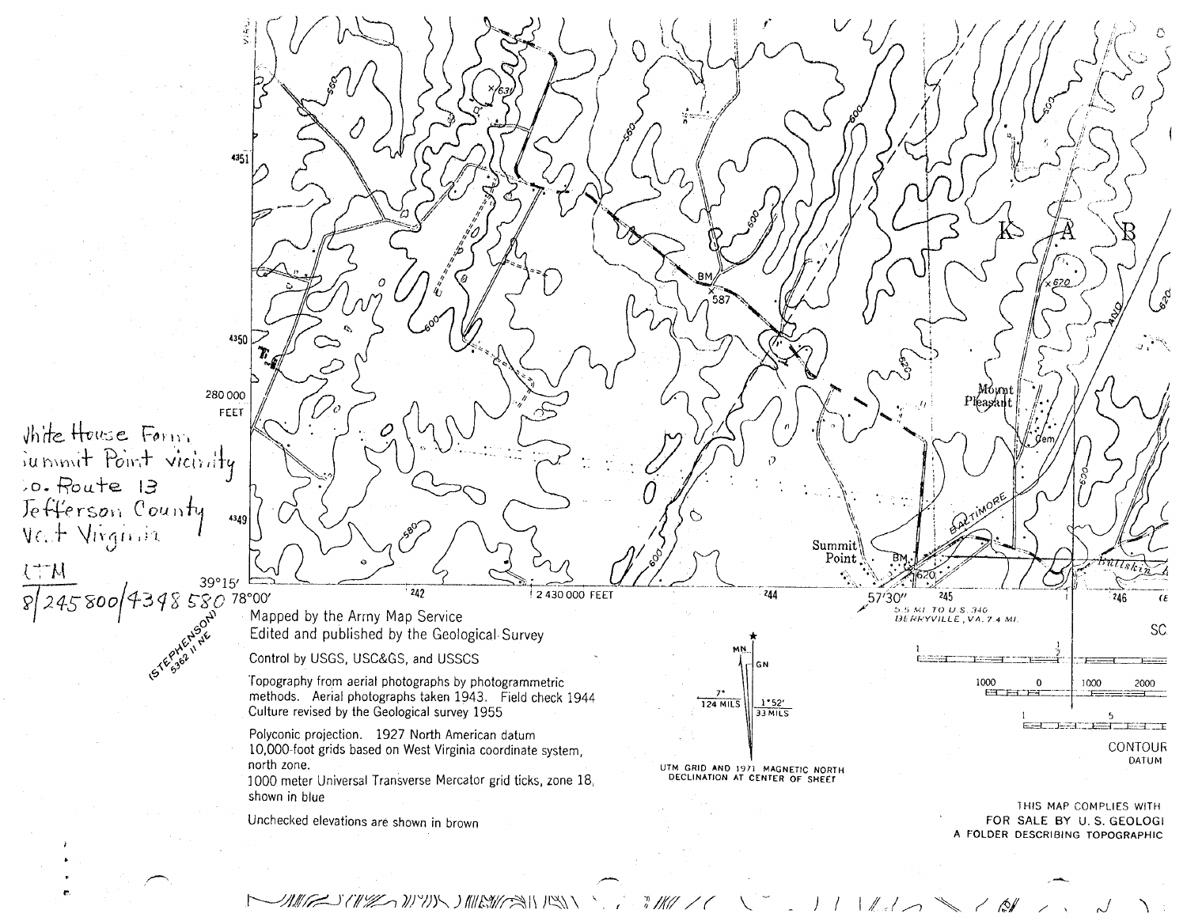White House Farm
Summit Point vicinity
Co. Route 13
Jefferson County
West Virginia

UTM
8/245800/4348580

(STEPHENSON)
5362 II NE

Mapped by the Army Map Service
Edited and published by the Geological Survey

Control by USGS, USC&GS, and USSCS

Topography from aerial photographs by photogrammetric methods. Aerial photographs taken 1943. Field check 1944
Culture revised by the Geological survey 1955

Polyconic projection. 1927 North American datum
10,000-foot grids based on West Virginia coordinate system, north zone.
1000 meter Universal Transverse Mercator grid ticks, zone 18, shown in blue

Unchecked elevations are shown in brown

UTM GRID AND 1971 MAGNETIC NORTH DECLINATION AT CENTER OF SHEET

THIS MAP COMPLIES WITH
FOR SALE BY U. S. GEOLOGI
A FOLDER DESCRIBING TOPOGRAPHIC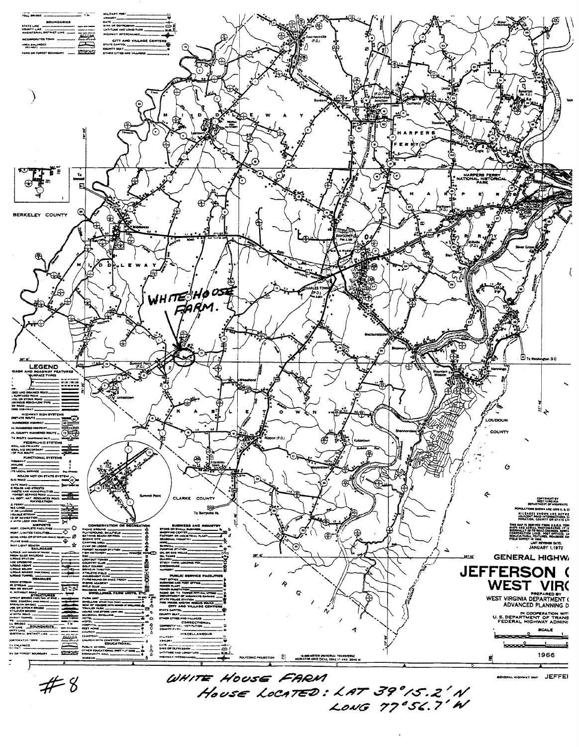WHITE HOUSE FARM.

# GENERAL HIGHWAY MAP

# JEFFERSON COUNTY WEST VIRGINIA

PREPARED BY WEST VIRGINIA DEPARTMENT OF HIGHWAYS ADVANCED PLANNING DIVISION

IN COOPERATION WITH U.S. DEPARTMENT OF TRANSPORTATION FEDERAL HIGHWAY ADMINISTRATION

1966

LAST REVISION DATE: JANUARY 1, 1972

#8

WHITE HOUSE FARM
House Located: LAT 39°15.2' N
LONG 77°56.7' W